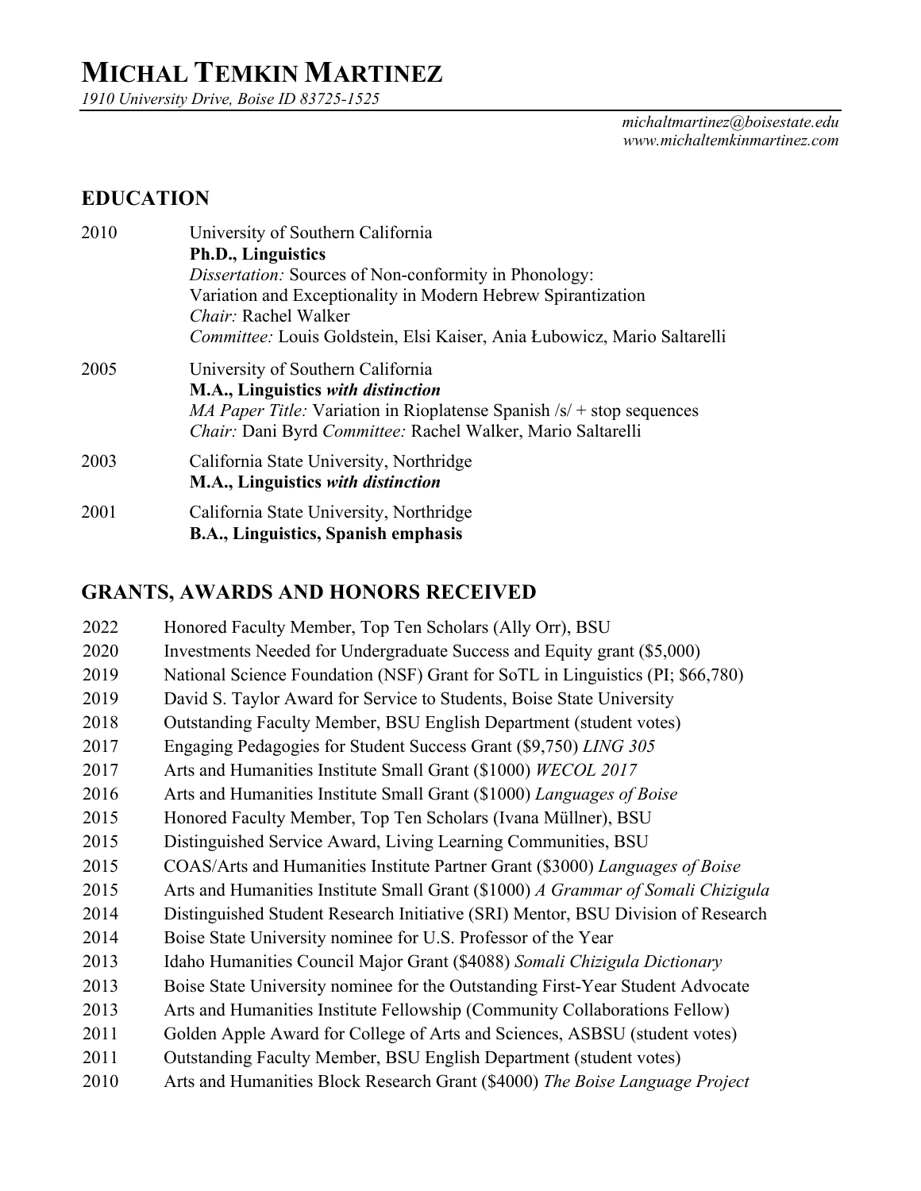# MICHAL TEMKIN MARTINEZ

*1910 University Drive, Boise ID 83725-1525*

*michaltmartinez@boisestate.edu*
*www.michaltemkinmartinez.com*

## EDUCATION

2010 University of Southern California
**Ph.D., Linguistics**
*Dissertation:* Sources of Non-conformity in Phonology: Variation and Exceptionality in Modern Hebrew Spirantization
*Chair:* Rachel Walker
*Committee:* Louis Goldstein, Elsi Kaiser, Ania Łubowicz, Mario Saltarelli

2005 University of Southern California
**M.A., Linguistics *with distinction***
*MA Paper Title:* Variation in Rioplatense Spanish /s/ + stop sequences
*Chair:* Dani Byrd *Committee:* Rachel Walker, Mario Saltarelli

2003 California State University, Northridge
**M.A., Linguistics *with distinction***

2001 California State University, Northridge
**B.A., Linguistics, Spanish emphasis**

## GRANTS, AWARDS AND HONORS RECEIVED

- 2022 Honored Faculty Member, Top Ten Scholars (Ally Orr), BSU
- 2020 Investments Needed for Undergraduate Success and Equity grant ($5,000)
- 2019 National Science Foundation (NSF) Grant for SoTL in Linguistics (PI; $66,780)
- 2019 David S. Taylor Award for Service to Students, Boise State University
- 2018 Outstanding Faculty Member, BSU English Department (student votes)
- 2017 Engaging Pedagogies for Student Success Grant ($9,750) *LING 305*
- 2017 Arts and Humanities Institute Small Grant ($1000) *WECOL 2017*
- 2016 Arts and Humanities Institute Small Grant ($1000) *Languages of Boise*
- 2015 Honored Faculty Member, Top Ten Scholars (Ivana Müllner), BSU
- 2015 Distinguished Service Award, Living Learning Communities, BSU
- 2015 COAS/Arts and Humanities Institute Partner Grant ($3000) *Languages of Boise*
- 2015 Arts and Humanities Institute Small Grant ($1000) *A Grammar of Somali Chizigula*
- 2014 Distinguished Student Research Initiative (SRI) Mentor, BSU Division of Research
- 2014 Boise State University nominee for U.S. Professor of the Year
- 2013 Idaho Humanities Council Major Grant ($4088) *Somali Chizigula Dictionary*
- 2013 Boise State University nominee for the Outstanding First-Year Student Advocate
- 2013 Arts and Humanities Institute Fellowship (Community Collaborations Fellow)
- 2011 Golden Apple Award for College of Arts and Sciences, ASBSU (student votes)
- 2011 Outstanding Faculty Member, BSU English Department (student votes)
- 2010 Arts and Humanities Block Research Grant ($4000) *The Boise Language Project*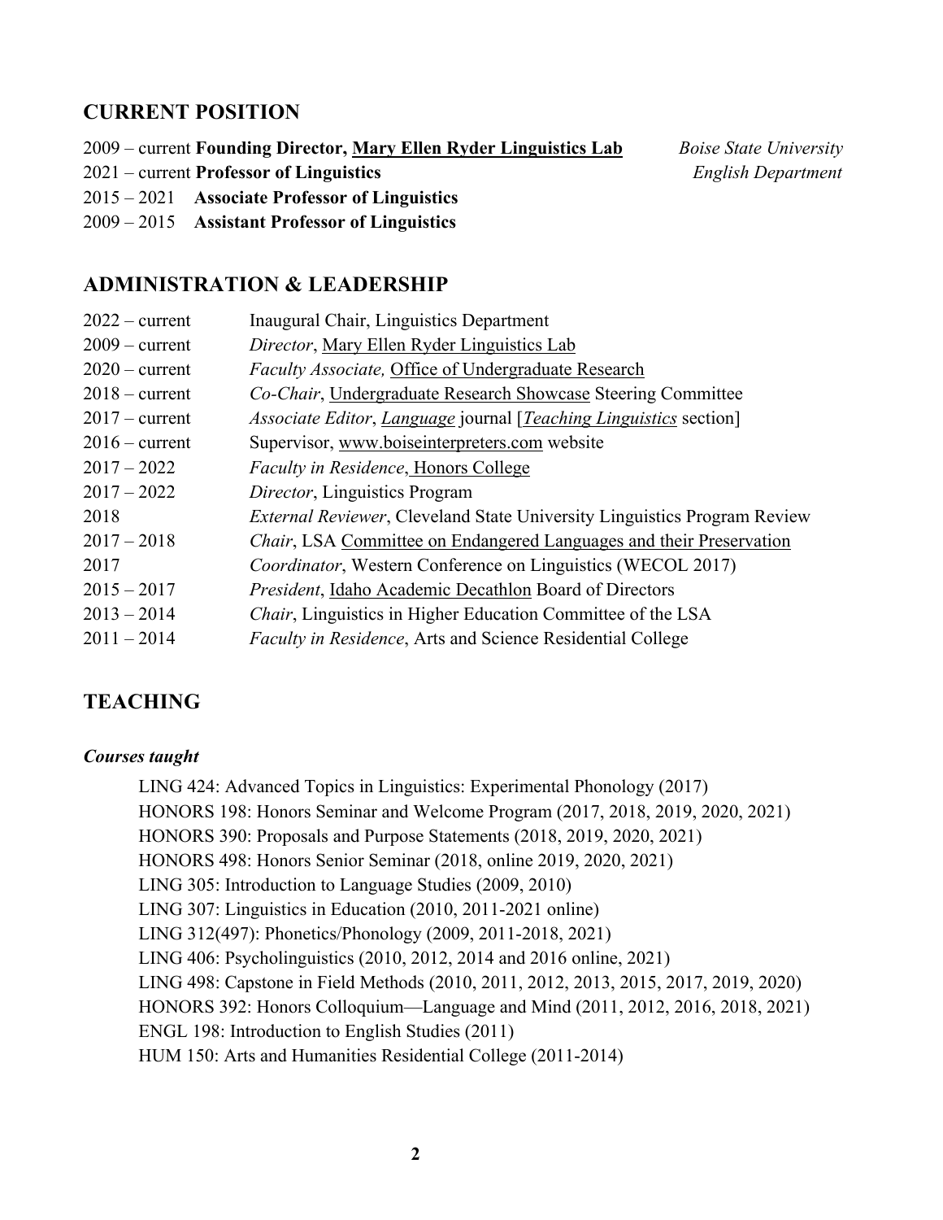## CURRENT POSITION

2009 – current **Founding Director, Mary Ellen Ryder Linguistics Lab** *Boise State University*
2021 – current **Professor of Linguistics** *English Department*
2015 – 2021 **Associate Professor of Linguistics**
2009 – 2015 **Assistant Professor of Linguistics**

## ADMINISTRATION & LEADERSHIP

| | |
|---|---|
| 2022 – current | Inaugural Chair, Linguistics Department |
| 2009 – current | *Director*, Mary Ellen Ryder Linguistics Lab |
| 2020 – current | *Faculty Associate,* Office of Undergraduate Research |
| 2018 – current | *Co-Chair*, Undergraduate Research Showcase Steering Committee |
| 2017 – current | *Associate Editor*, *Language* journal [*Teaching Linguistics* section] |
| 2016 – current | Supervisor, www.boiseinterpreters.com website |
| 2017 – 2022 | *Faculty in Residence*, Honors College |
| 2017 – 2022 | *Director*, Linguistics Program |
| 2018 | *External Reviewer*, Cleveland State University Linguistics Program Review |
| 2017 – 2018 | *Chair*, LSA Committee on Endangered Languages and their Preservation |
| 2017 | *Coordinator*, Western Conference on Linguistics (WECOL 2017) |
| 2015 – 2017 | *President*, Idaho Academic Decathlon Board of Directors |
| 2013 – 2014 | *Chair*, Linguistics in Higher Education Committee of the LSA |
| 2011 – 2014 | *Faculty in Residence*, Arts and Science Residential College |

## TEACHING

### *Courses taught*

LING 424: Advanced Topics in Linguistics: Experimental Phonology (2017)
HONORS 198: Honors Seminar and Welcome Program (2017, 2018, 2019, 2020, 2021)
HONORS 390: Proposals and Purpose Statements (2018, 2019, 2020, 2021)
HONORS 498: Honors Senior Seminar (2018, online 2019, 2020, 2021)
LING 305: Introduction to Language Studies (2009, 2010)
LING 307: Linguistics in Education (2010, 2011-2021 online)
LING 312(497): Phonetics/Phonology (2009, 2011-2018, 2021)
LING 406: Psycholinguistics (2010, 2012, 2014 and 2016 online, 2021)
LING 498: Capstone in Field Methods (2010, 2011, 2012, 2013, 2015, 2017, 2019, 2020)
HONORS 392: Honors Colloquium—Language and Mind (2011, 2012, 2016, 2018, 2021)
ENGL 198: Introduction to English Studies (2011)
HUM 150: Arts and Humanities Residential College (2011-2014)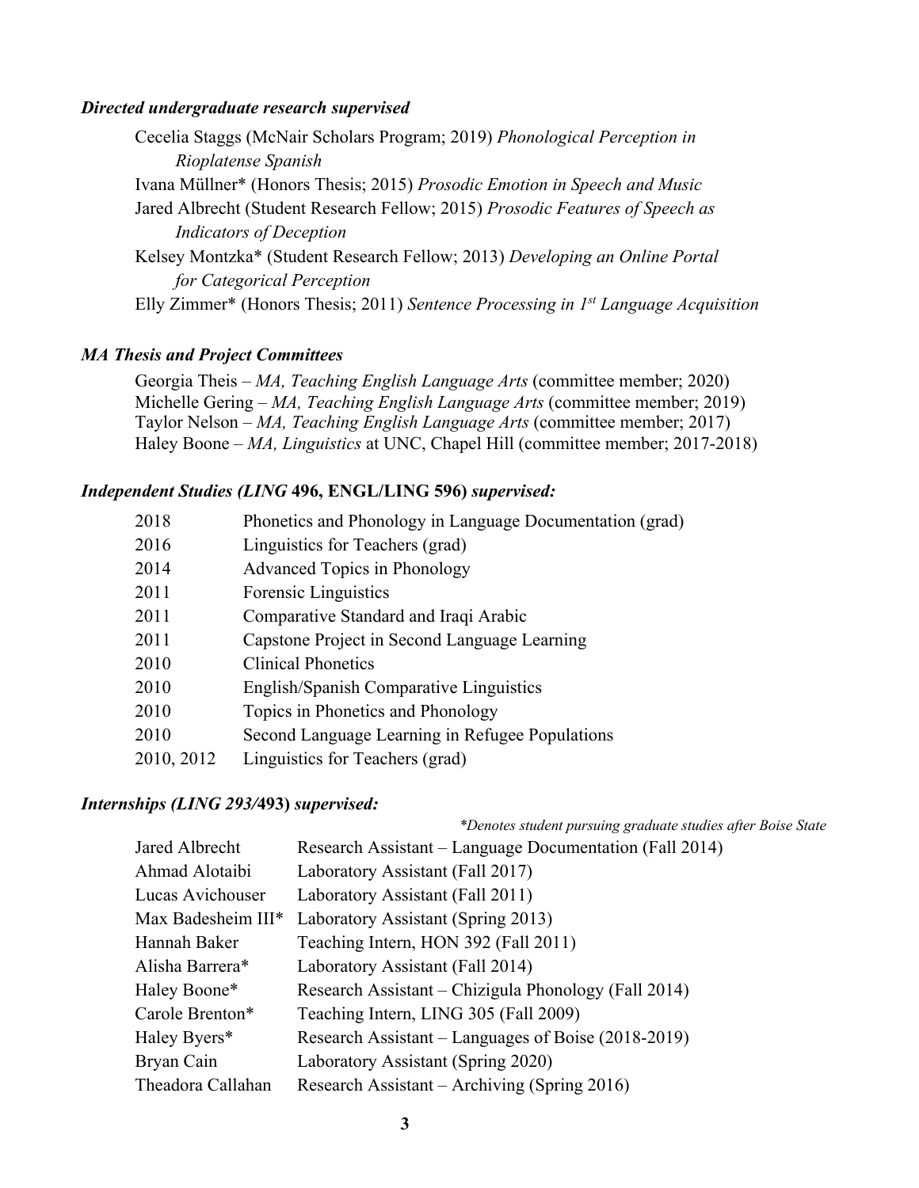### *Directed undergraduate research supervised*

Cecelia Staggs (McNair Scholars Program; 2019) *Phonological Perception in Rioplatense Spanish*

Ivana Müllner* (Honors Thesis; 2015) *Prosodic Emotion in Speech and Music*

Jared Albrecht (Student Research Fellow; 2015) *Prosodic Features of Speech as Indicators of Deception*

Kelsey Montzka* (Student Research Fellow; 2013) *Developing an Online Portal for Categorical Perception*

Elly Zimmer* (Honors Thesis; 2011) *Sentence Processing in 1st Language Acquisition*

### *MA Thesis and Project Committees*

Georgia Theis – *MA, Teaching English Language Arts* (committee member; 2020)

Michelle Gering – *MA, Teaching English Language Arts* (committee member; 2019)

Taylor Nelson – *MA, Teaching English Language Arts* (committee member; 2017)

Haley Boone – *MA, Linguistics* at UNC, Chapel Hill (committee member; 2017-2018)

### *Independent Studies (LING* **496, ENGL/LING 596)** *supervised:*

| | |
|---|---|
| 2018 | Phonetics and Phonology in Language Documentation (grad) |
| 2016 | Linguistics for Teachers (grad) |
| 2014 | Advanced Topics in Phonology |
| 2011 | Forensic Linguistics |
| 2011 | Comparative Standard and Iraqi Arabic |
| 2011 | Capstone Project in Second Language Learning |
| 2010 | Clinical Phonetics |
| 2010 | English/Spanish Comparative Linguistics |
| 2010 | Topics in Phonetics and Phonology |
| 2010 | Second Language Learning in Refugee Populations |
| 2010, 2012 | Linguistics for Teachers (grad) |

### *Internships (LING 293/***493)** *supervised:*

*\*Denotes student pursuing graduate studies after Boise State*

| | |
|---|---|
| Jared Albrecht | Research Assistant – Language Documentation (Fall 2014) |
| Ahmad Alotaibi | Laboratory Assistant (Fall 2017) |
| Lucas Avichouser | Laboratory Assistant (Fall 2011) |
| Max Badesheim III* | Laboratory Assistant (Spring 2013) |
| Hannah Baker | Teaching Intern, HON 392 (Fall 2011) |
| Alisha Barrera* | Laboratory Assistant (Fall 2014) |
| Haley Boone* | Research Assistant – Chizigula Phonology (Fall 2014) |
| Carole Brenton* | Teaching Intern, LING 305 (Fall 2009) |
| Haley Byers* | Research Assistant – Languages of Boise (2018-2019) |
| Bryan Cain | Laboratory Assistant (Spring 2020) |
| Theadora Callahan | Research Assistant – Archiving (Spring 2016) |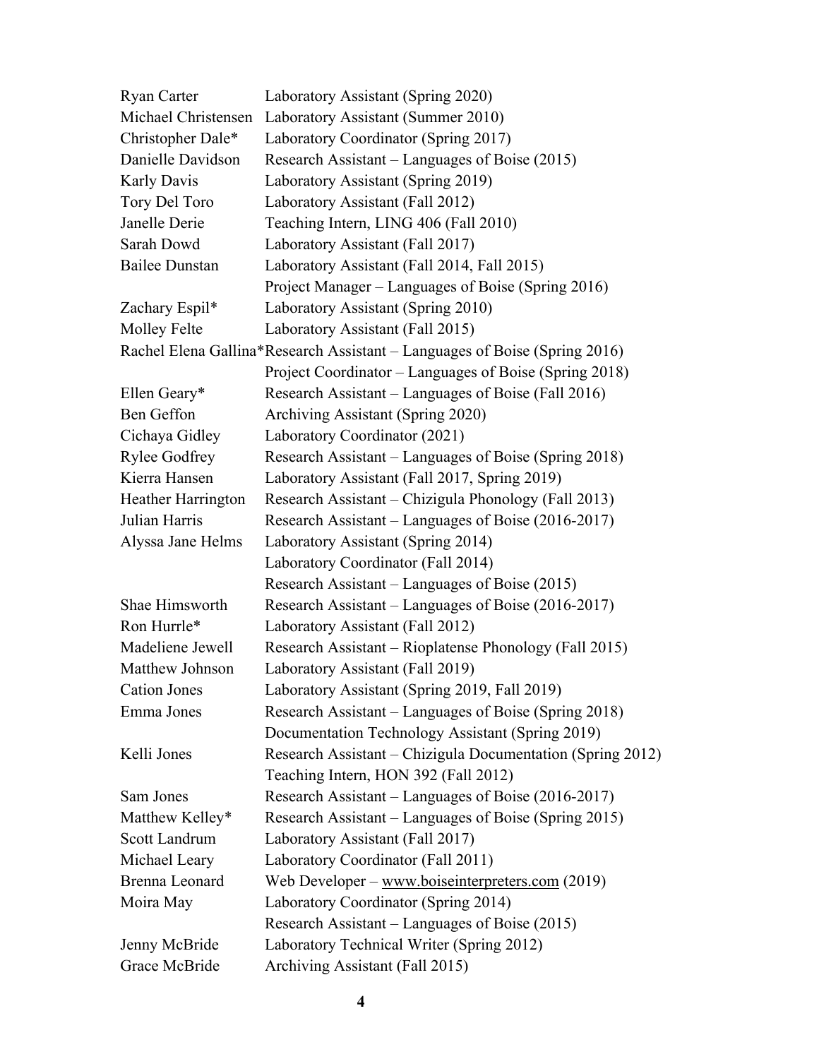| | |
|---|---|
| Ryan Carter | Laboratory Assistant (Spring 2020) |
| Michael Christensen | Laboratory Assistant (Summer 2010) |
| Christopher Dale* | Laboratory Coordinator (Spring 2017) |
| Danielle Davidson | Research Assistant – Languages of Boise (2015) |
| Karly Davis | Laboratory Assistant (Spring 2019) |
| Tory Del Toro | Laboratory Assistant (Fall 2012) |
| Janelle Derie | Teaching Intern, LING 406 (Fall 2010) |
| Sarah Dowd | Laboratory Assistant (Fall 2017) |
| Bailee Dunstan | Laboratory Assistant (Fall 2014, Fall 2015) |
| | Project Manager – Languages of Boise (Spring 2016) |
| Zachary Espil* | Laboratory Assistant (Spring 2010) |
| Molley Felte | Laboratory Assistant (Fall 2015) |
| Rachel Elena Gallina* | Research Assistant – Languages of Boise (Spring 2016) |
| | Project Coordinator – Languages of Boise (Spring 2018) |
| Ellen Geary* | Research Assistant – Languages of Boise (Fall 2016) |
| Ben Geffon | Archiving Assistant (Spring 2020) |
| Cichaya Gidley | Laboratory Coordinator (2021) |
| Rylee Godfrey | Research Assistant – Languages of Boise (Spring 2018) |
| Kierra Hansen | Laboratory Assistant (Fall 2017, Spring 2019) |
| Heather Harrington | Research Assistant – Chizigula Phonology (Fall 2013) |
| Julian Harris | Research Assistant – Languages of Boise (2016-2017) |
| Alyssa Jane Helms | Laboratory Assistant (Spring 2014) |
| | Laboratory Coordinator (Fall 2014) |
| | Research Assistant – Languages of Boise (2015) |
| Shae Himsworth | Research Assistant – Languages of Boise (2016-2017) |
| Ron Hurrle* | Laboratory Assistant (Fall 2012) |
| Madeliene Jewell | Research Assistant – Rioplatense Phonology (Fall 2015) |
| Matthew Johnson | Laboratory Assistant (Fall 2019) |
| Cation Jones | Laboratory Assistant (Spring 2019, Fall 2019) |
| Emma Jones | Research Assistant – Languages of Boise (Spring 2018) |
| | Documentation Technology Assistant (Spring 2019) |
| Kelli Jones | Research Assistant – Chizigula Documentation (Spring 2012) |
| | Teaching Intern, HON 392 (Fall 2012) |
| Sam Jones | Research Assistant – Languages of Boise (2016-2017) |
| Matthew Kelley* | Research Assistant – Languages of Boise (Spring 2015) |
| Scott Landrum | Laboratory Assistant (Fall 2017) |
| Michael Leary | Laboratory Coordinator (Fall 2011) |
| Brenna Leonard | Web Developer – www.boiseinterpreters.com (2019) |
| Moira May | Laboratory Coordinator (Spring 2014) |
| | Research Assistant – Languages of Boise (2015) |
| Jenny McBride | Laboratory Technical Writer (Spring 2012) |
| Grace McBride | Archiving Assistant (Fall 2015) |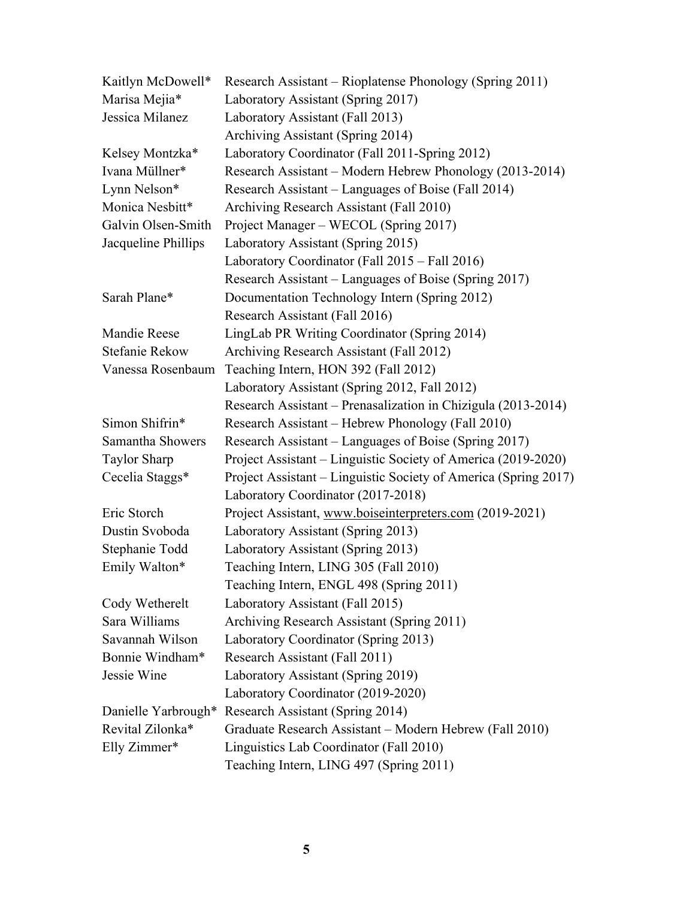| | |
|---|---|
| Kaitlyn McDowell* | Research Assistant – Rioplatense Phonology (Spring 2011) |
| Marisa Mejia* | Laboratory Assistant (Spring 2017) |
| Jessica Milanez | Laboratory Assistant (Fall 2013) |
| | Archiving Assistant (Spring 2014) |
| Kelsey Montzka* | Laboratory Coordinator (Fall 2011-Spring 2012) |
| Ivana Müllner* | Research Assistant – Modern Hebrew Phonology (2013-2014) |
| Lynn Nelson* | Research Assistant – Languages of Boise (Fall 2014) |
| Monica Nesbitt* | Archiving Research Assistant (Fall 2010) |
| Galvin Olsen-Smith | Project Manager – WECOL (Spring 2017) |
| Jacqueline Phillips | Laboratory Assistant (Spring 2015) |
| | Laboratory Coordinator (Fall 2015 – Fall 2016) |
| | Research Assistant – Languages of Boise (Spring 2017) |
| Sarah Plane* | Documentation Technology Intern (Spring 2012) |
| | Research Assistant (Fall 2016) |
| Mandie Reese | LingLab PR Writing Coordinator (Spring 2014) |
| Stefanie Rekow | Archiving Research Assistant (Fall 2012) |
| Vanessa Rosenbaum | Teaching Intern, HON 392 (Fall 2012) |
| | Laboratory Assistant (Spring 2012, Fall 2012) |
| | Research Assistant – Prenasalization in Chizigula (2013-2014) |
| Simon Shifrin* | Research Assistant – Hebrew Phonology (Fall 2010) |
| Samantha Showers | Research Assistant – Languages of Boise (Spring 2017) |
| Taylor Sharp | Project Assistant – Linguistic Society of America (2019-2020) |
| Cecelia Staggs* | Project Assistant – Linguistic Society of America (Spring 2017) |
| | Laboratory Coordinator (2017-2018) |
| Eric Storch | Project Assistant, www.boiseinterpreters.com (2019-2021) |
| Dustin Svoboda | Laboratory Assistant (Spring 2013) |
| Stephanie Todd | Laboratory Assistant (Spring 2013) |
| Emily Walton* | Teaching Intern, LING 305 (Fall 2010) |
| | Teaching Intern, ENGL 498 (Spring 2011) |
| Cody Wetherelt | Laboratory Assistant (Fall 2015) |
| Sara Williams | Archiving Research Assistant (Spring 2011) |
| Savannah Wilson | Laboratory Coordinator (Spring 2013) |
| Bonnie Windham* | Research Assistant (Fall 2011) |
| Jessie Wine | Laboratory Assistant (Spring 2019) |
| | Laboratory Coordinator (2019-2020) |
| Danielle Yarbrough* | Research Assistant (Spring 2014) |
| Revital Zilonka* | Graduate Research Assistant – Modern Hebrew (Fall 2010) |
| Elly Zimmer* | Linguistics Lab Coordinator (Fall 2010) |
| | Teaching Intern, LING 497 (Spring 2011) |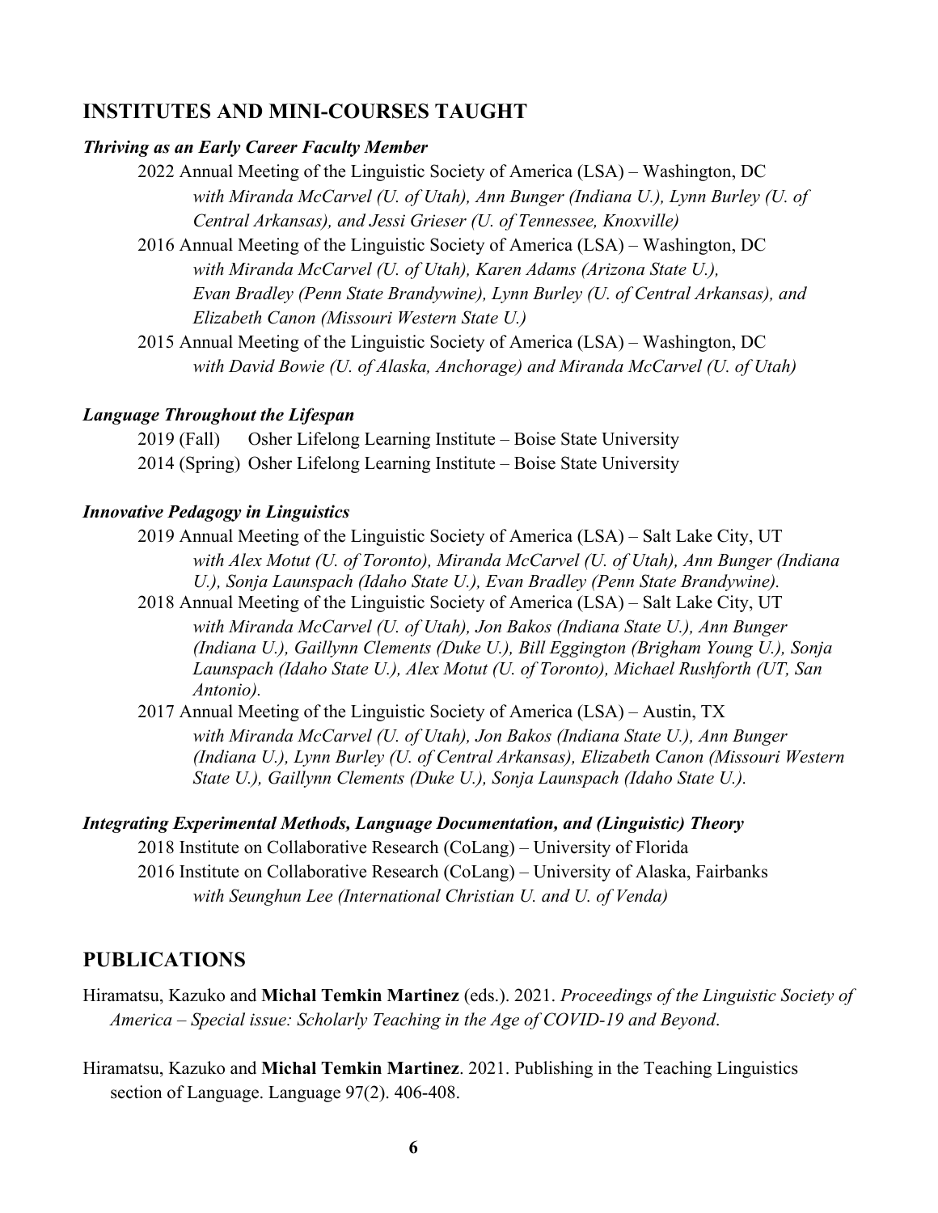## INSTITUTES AND MINI-COURSES TAUGHT

***Thriving as an Early Career Faculty Member***

2022 Annual Meeting of the Linguistic Society of America (LSA) – Washington, DC
*with Miranda McCarvel (U. of Utah), Ann Bunger (Indiana U.), Lynn Burley (U. of Central Arkansas), and Jessi Grieser (U. of Tennessee, Knoxville)*

2016 Annual Meeting of the Linguistic Society of America (LSA) – Washington, DC
*with Miranda McCarvel (U. of Utah), Karen Adams (Arizona State U.), Evan Bradley (Penn State Brandywine), Lynn Burley (U. of Central Arkansas), and Elizabeth Canon (Missouri Western State U.)*

2015 Annual Meeting of the Linguistic Society of America (LSA) – Washington, DC
*with David Bowie (U. of Alaska, Anchorage) and Miranda McCarvel (U. of Utah)*

***Language Throughout the Lifespan***

2019 (Fall) Osher Lifelong Learning Institute – Boise State University
2014 (Spring) Osher Lifelong Learning Institute – Boise State University

***Innovative Pedagogy in Linguistics***

2019 Annual Meeting of the Linguistic Society of America (LSA) – Salt Lake City, UT
*with Alex Motut (U. of Toronto), Miranda McCarvel (U. of Utah), Ann Bunger (Indiana U.), Sonja Launspach (Idaho State U.), Evan Bradley (Penn State Brandywine).*

2018 Annual Meeting of the Linguistic Society of America (LSA) – Salt Lake City, UT
*with Miranda McCarvel (U. of Utah), Jon Bakos (Indiana State U.), Ann Bunger (Indiana U.), Gaillynn Clements (Duke U.), Bill Eggington (Brigham Young U.), Sonja Launspach (Idaho State U.), Alex Motut (U. of Toronto), Michael Rushforth (UT, San Antonio).*

2017 Annual Meeting of the Linguistic Society of America (LSA) – Austin, TX
*with Miranda McCarvel (U. of Utah), Jon Bakos (Indiana State U.), Ann Bunger (Indiana U.), Lynn Burley (U. of Central Arkansas), Elizabeth Canon (Missouri Western State U.), Gaillynn Clements (Duke U.), Sonja Launspach (Idaho State U.).*

***Integrating Experimental Methods, Language Documentation, and (Linguistic) Theory***

2018 Institute on Collaborative Research (CoLang) – University of Florida
2016 Institute on Collaborative Research (CoLang) – University of Alaska, Fairbanks
*with Seunghun Lee (International Christian U. and U. of Venda)*

## PUBLICATIONS

Hiramatsu, Kazuko and **Michal Temkin Martinez** (eds.). 2021. *Proceedings of the Linguistic Society of America – Special issue: Scholarly Teaching in the Age of COVID-19 and Beyond*.

Hiramatsu, Kazuko and **Michal Temkin Martinez**. 2021. Publishing in the Teaching Linguistics section of Language. Language 97(2). 406-408.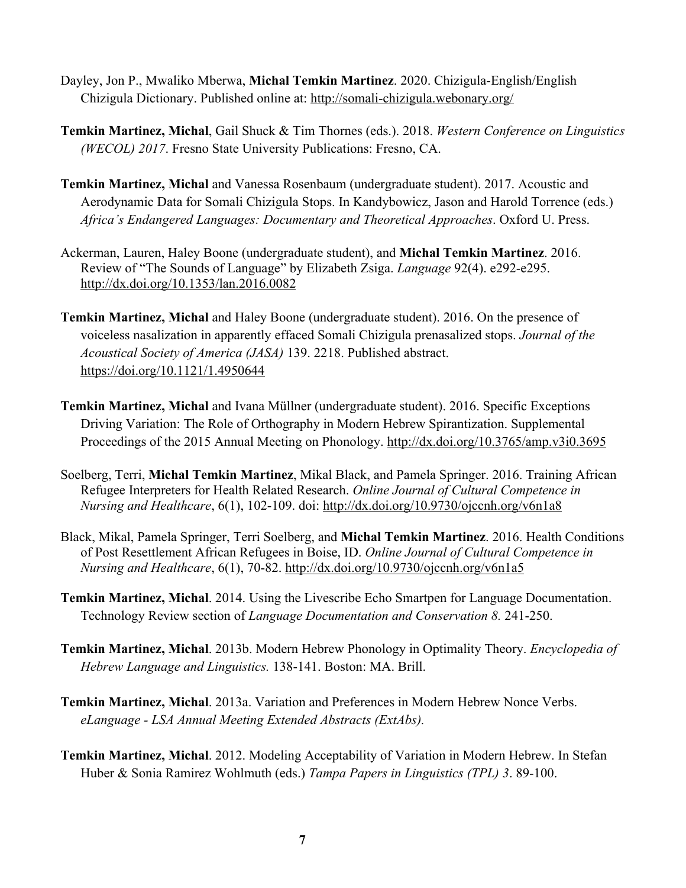Dayley, Jon P., Mwaliko Mberwa, **Michal Temkin Martinez**. 2020. Chizigula-English/English Chizigula Dictionary. Published online at: http://somali-chizigula.webonary.org/

**Temkin Martinez, Michal**, Gail Shuck & Tim Thornes (eds.). 2018. *Western Conference on Linguistics (WECOL) 2017*. Fresno State University Publications: Fresno, CA.

**Temkin Martinez, Michal** and Vanessa Rosenbaum (undergraduate student). 2017. Acoustic and Aerodynamic Data for Somali Chizigula Stops. In Kandybowicz, Jason and Harold Torrence (eds.) *Africa's Endangered Languages: Documentary and Theoretical Approaches*. Oxford U. Press.

Ackerman, Lauren, Haley Boone (undergraduate student), and **Michal Temkin Martinez**. 2016. Review of "The Sounds of Language" by Elizabeth Zsiga. *Language* 92(4). e292-e295. http://dx.doi.org/10.1353/lan.2016.0082

**Temkin Martinez, Michal** and Haley Boone (undergraduate student). 2016. On the presence of voiceless nasalization in apparently effaced Somali Chizigula prenasalized stops. *Journal of the Acoustical Society of America (JASA)* 139. 2218. Published abstract. https://doi.org/10.1121/1.4950644

**Temkin Martinez, Michal** and Ivana Müllner (undergraduate student). 2016. Specific Exceptions Driving Variation: The Role of Orthography in Modern Hebrew Spirantization. Supplemental Proceedings of the 2015 Annual Meeting on Phonology. http://dx.doi.org/10.3765/amp.v3i0.3695

Soelberg, Terri, **Michal Temkin Martinez**, Mikal Black, and Pamela Springer. 2016. Training African Refugee Interpreters for Health Related Research. *Online Journal of Cultural Competence in Nursing and Healthcare*, 6(1), 102-109. doi: http://dx.doi.org/10.9730/ojccnh.org/v6n1a8

Black, Mikal, Pamela Springer, Terri Soelberg, and **Michal Temkin Martinez**. 2016. Health Conditions of Post Resettlement African Refugees in Boise, ID. *Online Journal of Cultural Competence in Nursing and Healthcare*, 6(1), 70-82. http://dx.doi.org/10.9730/ojccnh.org/v6n1a5

**Temkin Martinez, Michal**. 2014. Using the Livescribe Echo Smartpen for Language Documentation. Technology Review section of *Language Documentation and Conservation 8.* 241-250.

**Temkin Martinez, Michal**. 2013b. Modern Hebrew Phonology in Optimality Theory. *Encyclopedia of Hebrew Language and Linguistics.* 138-141. Boston: MA. Brill.

**Temkin Martinez, Michal**. 2013a. Variation and Preferences in Modern Hebrew Nonce Verbs. *eLanguage - LSA Annual Meeting Extended Abstracts (ExtAbs).*

**Temkin Martinez, Michal**. 2012. Modeling Acceptability of Variation in Modern Hebrew. In Stefan Huber & Sonia Ramirez Wohlmuth (eds.) *Tampa Papers in Linguistics (TPL) 3*. 89-100.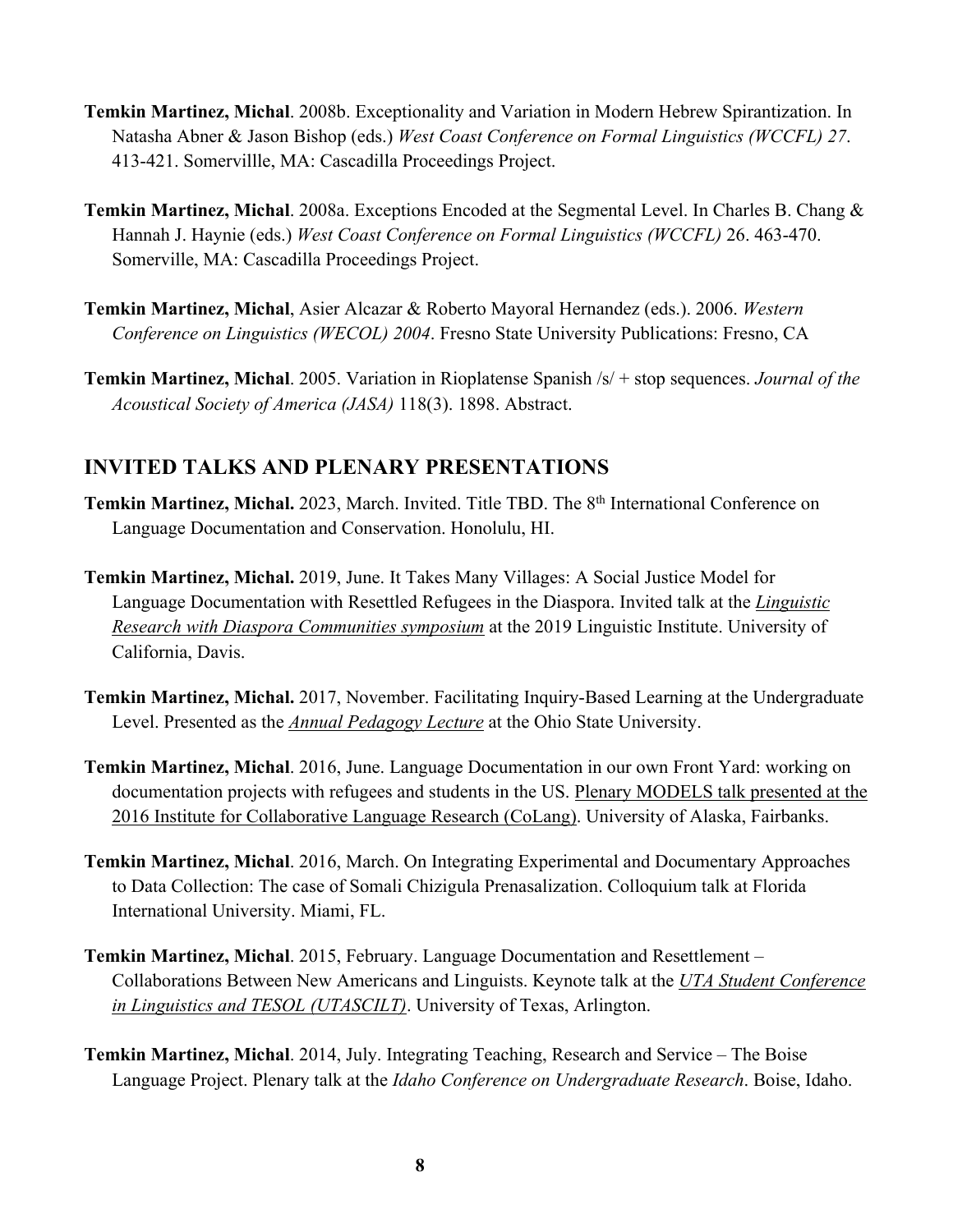**Temkin Martinez, Michal**. 2008b. Exceptionality and Variation in Modern Hebrew Spirantization. In Natasha Abner & Jason Bishop (eds.) *West Coast Conference on Formal Linguistics (WCCFL) 27*. 413-421. Somervillle, MA: Cascadilla Proceedings Project.

**Temkin Martinez, Michal**. 2008a. Exceptions Encoded at the Segmental Level. In Charles B. Chang & Hannah J. Haynie (eds.) *West Coast Conference on Formal Linguistics (WCCFL)* 26. 463-470. Somerville, MA: Cascadilla Proceedings Project.

**Temkin Martinez, Michal**, Asier Alcazar & Roberto Mayoral Hernandez (eds.). 2006. *Western Conference on Linguistics (WECOL) 2004*. Fresno State University Publications: Fresno, CA

**Temkin Martinez, Michal**. 2005. Variation in Rioplatense Spanish /s/ + stop sequences. *Journal of the Acoustical Society of America (JASA)* 118(3). 1898. Abstract.

## INVITED TALKS AND PLENARY PRESENTATIONS

**Temkin Martinez, Michal.** 2023, March. Invited. Title TBD. The 8th International Conference on Language Documentation and Conservation. Honolulu, HI.

**Temkin Martinez, Michal.** 2019, June. It Takes Many Villages: A Social Justice Model for Language Documentation with Resettled Refugees in the Diaspora. Invited talk at the *Linguistic Research with Diaspora Communities symposium* at the 2019 Linguistic Institute. University of California, Davis.

**Temkin Martinez, Michal.** 2017, November. Facilitating Inquiry-Based Learning at the Undergraduate Level. Presented as the *Annual Pedagogy Lecture* at the Ohio State University.

**Temkin Martinez, Michal**. 2016, June. Language Documentation in our own Front Yard: working on documentation projects with refugees and students in the US. Plenary MODELS talk presented at the 2016 Institute for Collaborative Language Research (CoLang). University of Alaska, Fairbanks.

**Temkin Martinez, Michal**. 2016, March. On Integrating Experimental and Documentary Approaches to Data Collection: The case of Somali Chizigula Prenasalization. Colloquium talk at Florida International University. Miami, FL.

**Temkin Martinez, Michal**. 2015, February. Language Documentation and Resettlement – Collaborations Between New Americans and Linguists. Keynote talk at the *UTA Student Conference in Linguistics and TESOL (UTASCILT)*. University of Texas, Arlington.

**Temkin Martinez, Michal**. 2014, July. Integrating Teaching, Research and Service – The Boise Language Project. Plenary talk at the *Idaho Conference on Undergraduate Research*. Boise, Idaho.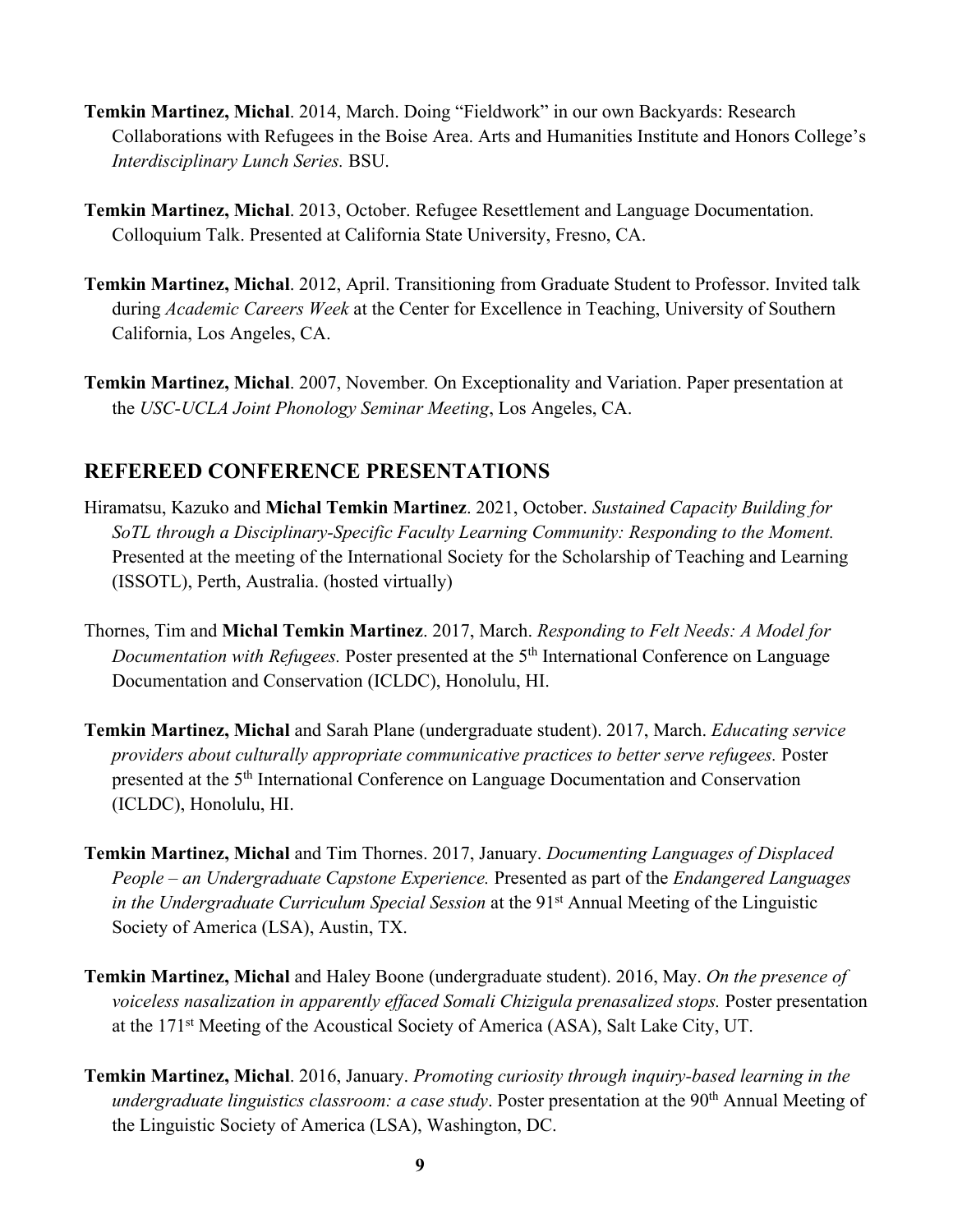**Temkin Martinez, Michal**. 2014, March. Doing "Fieldwork" in our own Backyards: Research Collaborations with Refugees in the Boise Area. Arts and Humanities Institute and Honors College's *Interdisciplinary Lunch Series.* BSU.

**Temkin Martinez, Michal**. 2013, October. Refugee Resettlement and Language Documentation. Colloquium Talk. Presented at California State University, Fresno, CA.

**Temkin Martinez, Michal**. 2012, April. Transitioning from Graduate Student to Professor. Invited talk during *Academic Careers Week* at the Center for Excellence in Teaching, University of Southern California, Los Angeles, CA.

**Temkin Martinez, Michal**. 2007, November. On Exceptionality and Variation. Paper presentation at the *USC-UCLA Joint Phonology Seminar Meeting*, Los Angeles, CA.

## REFEREED CONFERENCE PRESENTATIONS

Hiramatsu, Kazuko and **Michal Temkin Martinez**. 2021, October. *Sustained Capacity Building for SoTL through a Disciplinary-Specific Faculty Learning Community: Responding to the Moment.* Presented at the meeting of the International Society for the Scholarship of Teaching and Learning (ISSOTL), Perth, Australia. (hosted virtually)

Thornes, Tim and **Michal Temkin Martinez**. 2017, March. *Responding to Felt Needs: A Model for Documentation with Refugees.* Poster presented at the 5th International Conference on Language Documentation and Conservation (ICLDC), Honolulu, HI.

**Temkin Martinez, Michal** and Sarah Plane (undergraduate student). 2017, March. *Educating service providers about culturally appropriate communicative practices to better serve refugees.* Poster presented at the 5th International Conference on Language Documentation and Conservation (ICLDC), Honolulu, HI.

**Temkin Martinez, Michal** and Tim Thornes. 2017, January. *Documenting Languages of Displaced People – an Undergraduate Capstone Experience.* Presented as part of the *Endangered Languages in the Undergraduate Curriculum Special Session* at the 91st Annual Meeting of the Linguistic Society of America (LSA), Austin, TX.

**Temkin Martinez, Michal** and Haley Boone (undergraduate student). 2016, May. *On the presence of voiceless nasalization in apparently effaced Somali Chizigula prenasalized stops.* Poster presentation at the 171st Meeting of the Acoustical Society of America (ASA), Salt Lake City, UT.

**Temkin Martinez, Michal**. 2016, January. *Promoting curiosity through inquiry-based learning in the undergraduate linguistics classroom: a case study*. Poster presentation at the 90th Annual Meeting of the Linguistic Society of America (LSA), Washington, DC.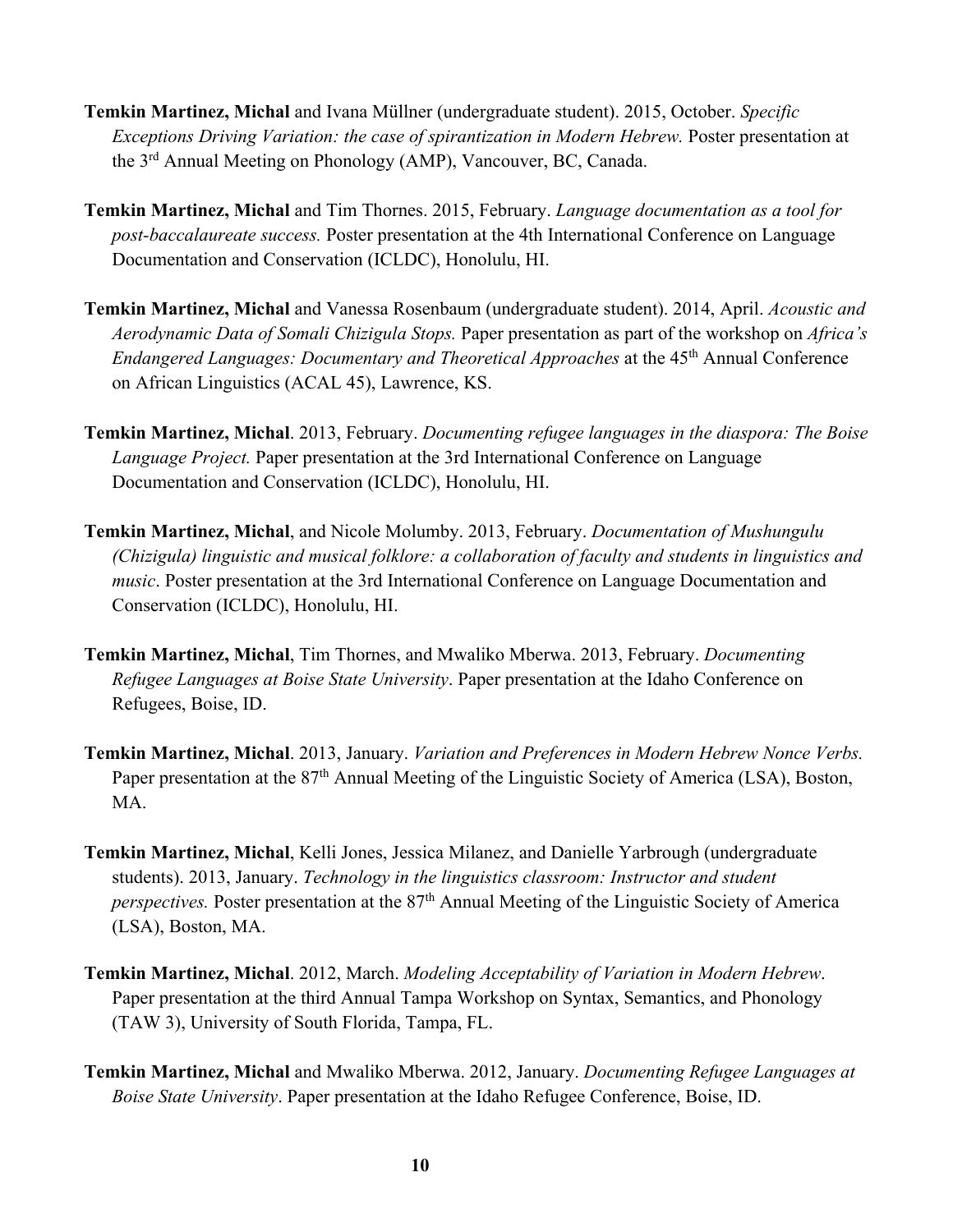**Temkin Martinez, Michal** and Ivana Müllner (undergraduate student). 2015, October. *Specific Exceptions Driving Variation: the case of spirantization in Modern Hebrew.* Poster presentation at the 3rd Annual Meeting on Phonology (AMP), Vancouver, BC, Canada.

**Temkin Martinez, Michal** and Tim Thornes. 2015, February. *Language documentation as a tool for post-baccalaureate success.* Poster presentation at the 4th International Conference on Language Documentation and Conservation (ICLDC), Honolulu, HI.

**Temkin Martinez, Michal** and Vanessa Rosenbaum (undergraduate student). 2014, April. *Acoustic and Aerodynamic Data of Somali Chizigula Stops.* Paper presentation as part of the workshop on *Africa's Endangered Languages: Documentary and Theoretical Approaches* at the 45th Annual Conference on African Linguistics (ACAL 45), Lawrence, KS.

**Temkin Martinez, Michal**. 2013, February. *Documenting refugee languages in the diaspora: The Boise Language Project.* Paper presentation at the 3rd International Conference on Language Documentation and Conservation (ICLDC), Honolulu, HI.

**Temkin Martinez, Michal**, and Nicole Molumby. 2013, February. *Documentation of Mushungulu (Chizigula) linguistic and musical folklore: a collaboration of faculty and students in linguistics and music*. Poster presentation at the 3rd International Conference on Language Documentation and Conservation (ICLDC), Honolulu, HI.

**Temkin Martinez, Michal**, Tim Thornes, and Mwaliko Mberwa. 2013, February. *Documenting Refugee Languages at Boise State University*. Paper presentation at the Idaho Conference on Refugees, Boise, ID.

**Temkin Martinez, Michal**. 2013, January. *Variation and Preferences in Modern Hebrew Nonce Verbs.* Paper presentation at the 87th Annual Meeting of the Linguistic Society of America (LSA), Boston, MA.

**Temkin Martinez, Michal**, Kelli Jones, Jessica Milanez, and Danielle Yarbrough (undergraduate students). 2013, January. *Technology in the linguistics classroom: Instructor and student perspectives.* Poster presentation at the 87th Annual Meeting of the Linguistic Society of America (LSA), Boston, MA.

**Temkin Martinez, Michal**. 2012, March. *Modeling Acceptability of Variation in Modern Hebrew*. Paper presentation at the third Annual Tampa Workshop on Syntax, Semantics, and Phonology (TAW 3), University of South Florida, Tampa, FL.

**Temkin Martinez, Michal** and Mwaliko Mberwa. 2012, January. *Documenting Refugee Languages at Boise State University*. Paper presentation at the Idaho Refugee Conference, Boise, ID.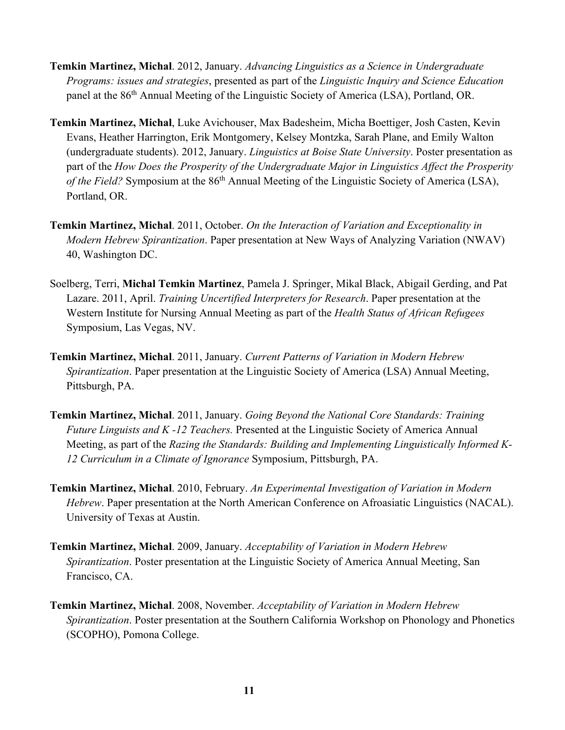**Temkin Martinez, Michal**. 2012, January. *Advancing Linguistics as a Science in Undergraduate Programs: issues and strategies*, presented as part of the *Linguistic Inquiry and Science Education* panel at the 86th Annual Meeting of the Linguistic Society of America (LSA), Portland, OR.

**Temkin Martinez, Michal**, Luke Avichouser, Max Badesheim, Micha Boettiger, Josh Casten, Kevin Evans, Heather Harrington, Erik Montgomery, Kelsey Montzka, Sarah Plane, and Emily Walton (undergraduate students). 2012, January. *Linguistics at Boise State University*. Poster presentation as part of the *How Does the Prosperity of the Undergraduate Major in Linguistics Affect the Prosperity of the Field?* Symposium at the 86th Annual Meeting of the Linguistic Society of America (LSA), Portland, OR.

**Temkin Martinez, Michal**. 2011, October. *On the Interaction of Variation and Exceptionality in Modern Hebrew Spirantization*. Paper presentation at New Ways of Analyzing Variation (NWAV) 40, Washington DC.

Soelberg, Terri, **Michal Temkin Martinez**, Pamela J. Springer, Mikal Black, Abigail Gerding, and Pat Lazare. 2011, April. *Training Uncertified Interpreters for Research*. Paper presentation at the Western Institute for Nursing Annual Meeting as part of the *Health Status of African Refugees* Symposium, Las Vegas, NV.

**Temkin Martinez, Michal**. 2011, January. *Current Patterns of Variation in Modern Hebrew Spirantization*. Paper presentation at the Linguistic Society of America (LSA) Annual Meeting, Pittsburgh, PA.

**Temkin Martinez, Michal**. 2011, January. *Going Beyond the National Core Standards: Training Future Linguists and K -12 Teachers.* Presented at the Linguistic Society of America Annual Meeting, as part of the *Razing the Standards: Building and Implementing Linguistically Informed K-12 Curriculum in a Climate of Ignorance* Symposium, Pittsburgh, PA.

**Temkin Martinez, Michal**. 2010, February. *An Experimental Investigation of Variation in Modern Hebrew*. Paper presentation at the North American Conference on Afroasiatic Linguistics (NACAL). University of Texas at Austin.

**Temkin Martinez, Michal**. 2009, January. *Acceptability of Variation in Modern Hebrew Spirantization*. Poster presentation at the Linguistic Society of America Annual Meeting, San Francisco, CA.

**Temkin Martinez, Michal**. 2008, November. *Acceptability of Variation in Modern Hebrew Spirantization*. Poster presentation at the Southern California Workshop on Phonology and Phonetics (SCOPHO), Pomona College.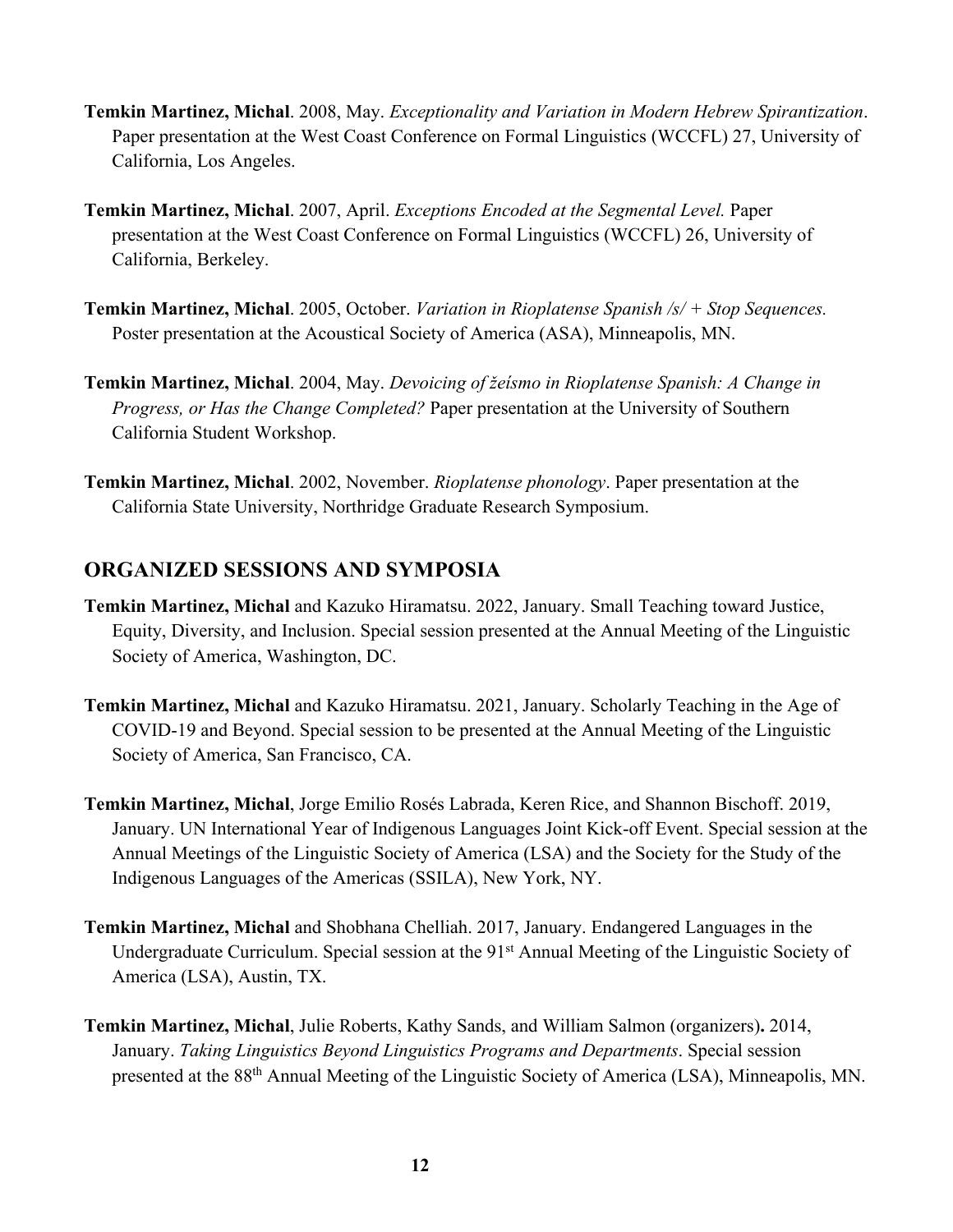**Temkin Martinez, Michal**. 2008, May. *Exceptionality and Variation in Modern Hebrew Spirantization*. Paper presentation at the West Coast Conference on Formal Linguistics (WCCFL) 27, University of California, Los Angeles.

**Temkin Martinez, Michal**. 2007, April. *Exceptions Encoded at the Segmental Level.* Paper presentation at the West Coast Conference on Formal Linguistics (WCCFL) 26, University of California, Berkeley.

**Temkin Martinez, Michal**. 2005, October. *Variation in Rioplatense Spanish /s/ + Stop Sequences.* Poster presentation at the Acoustical Society of America (ASA), Minneapolis, MN.

**Temkin Martinez, Michal**. 2004, May. *Devoicing of žeísmo in Rioplatense Spanish: A Change in Progress, or Has the Change Completed?* Paper presentation at the University of Southern California Student Workshop.

**Temkin Martinez, Michal**. 2002, November. *Rioplatense phonology*. Paper presentation at the California State University, Northridge Graduate Research Symposium.

## ORGANIZED SESSIONS AND SYMPOSIA

**Temkin Martinez, Michal** and Kazuko Hiramatsu. 2022, January. Small Teaching toward Justice, Equity, Diversity, and Inclusion. Special session presented at the Annual Meeting of the Linguistic Society of America, Washington, DC.

**Temkin Martinez, Michal** and Kazuko Hiramatsu. 2021, January. Scholarly Teaching in the Age of COVID-19 and Beyond. Special session to be presented at the Annual Meeting of the Linguistic Society of America, San Francisco, CA.

**Temkin Martinez, Michal**, Jorge Emilio Rosés Labrada, Keren Rice, and Shannon Bischoff. 2019, January. UN International Year of Indigenous Languages Joint Kick-off Event. Special session at the Annual Meetings of the Linguistic Society of America (LSA) and the Society for the Study of the Indigenous Languages of the Americas (SSILA), New York, NY.

**Temkin Martinez, Michal** and Shobhana Chelliah. 2017, January. Endangered Languages in the Undergraduate Curriculum. Special session at the 91st Annual Meeting of the Linguistic Society of America (LSA), Austin, TX.

**Temkin Martinez, Michal**, Julie Roberts, Kathy Sands, and William Salmon (organizers)**.** 2014, January. *Taking Linguistics Beyond Linguistics Programs and Departments*. Special session presented at the 88th Annual Meeting of the Linguistic Society of America (LSA), Minneapolis, MN.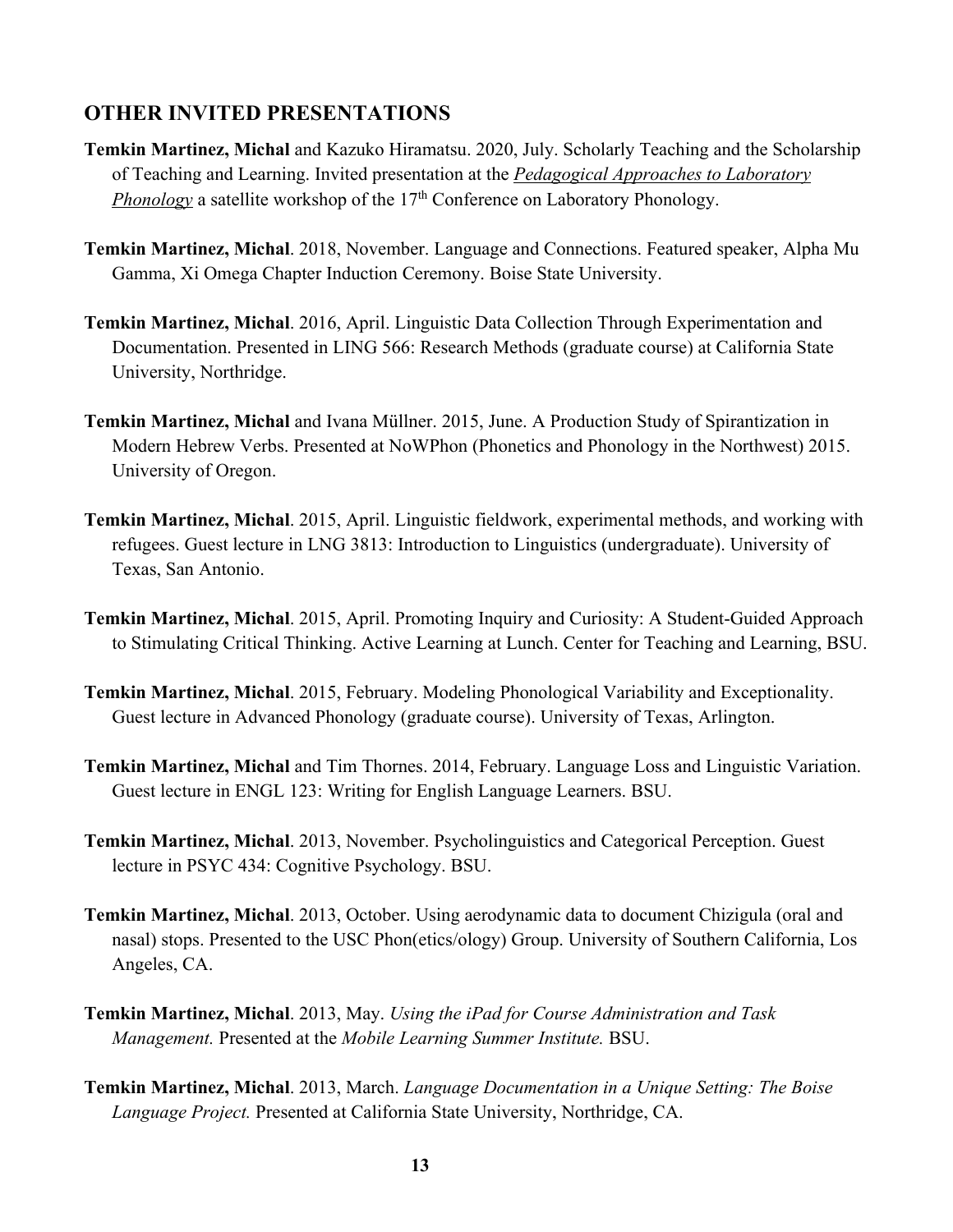## OTHER INVITED PRESENTATIONS

**Temkin Martinez, Michal** and Kazuko Hiramatsu. 2020, July. Scholarly Teaching and the Scholarship of Teaching and Learning. Invited presentation at the *Pedagogical Approaches to Laboratory Phonology* a satellite workshop of the 17th Conference on Laboratory Phonology.

**Temkin Martinez, Michal**. 2018, November. Language and Connections. Featured speaker, Alpha Mu Gamma, Xi Omega Chapter Induction Ceremony. Boise State University.

**Temkin Martinez, Michal**. 2016, April. Linguistic Data Collection Through Experimentation and Documentation. Presented in LING 566: Research Methods (graduate course) at California State University, Northridge.

**Temkin Martinez, Michal** and Ivana Müllner. 2015, June. A Production Study of Spirantization in Modern Hebrew Verbs. Presented at NoWPhon (Phonetics and Phonology in the Northwest) 2015. University of Oregon.

**Temkin Martinez, Michal**. 2015, April. Linguistic fieldwork, experimental methods, and working with refugees. Guest lecture in LNG 3813: Introduction to Linguistics (undergraduate). University of Texas, San Antonio.

**Temkin Martinez, Michal**. 2015, April. Promoting Inquiry and Curiosity: A Student-Guided Approach to Stimulating Critical Thinking. Active Learning at Lunch. Center for Teaching and Learning, BSU.

**Temkin Martinez, Michal**. 2015, February. Modeling Phonological Variability and Exceptionality. Guest lecture in Advanced Phonology (graduate course). University of Texas, Arlington.

**Temkin Martinez, Michal** and Tim Thornes. 2014, February. Language Loss and Linguistic Variation. Guest lecture in ENGL 123: Writing for English Language Learners. BSU.

**Temkin Martinez, Michal**. 2013, November. Psycholinguistics and Categorical Perception. Guest lecture in PSYC 434: Cognitive Psychology. BSU.

**Temkin Martinez, Michal**. 2013, October. Using aerodynamic data to document Chizigula (oral and nasal) stops. Presented to the USC Phon(etics/ology) Group. University of Southern California, Los Angeles, CA.

**Temkin Martinez, Michal**. 2013, May. *Using the iPad for Course Administration and Task Management.* Presented at the *Mobile Learning Summer Institute.* BSU.

**Temkin Martinez, Michal**. 2013, March. *Language Documentation in a Unique Setting: The Boise Language Project.* Presented at California State University, Northridge, CA.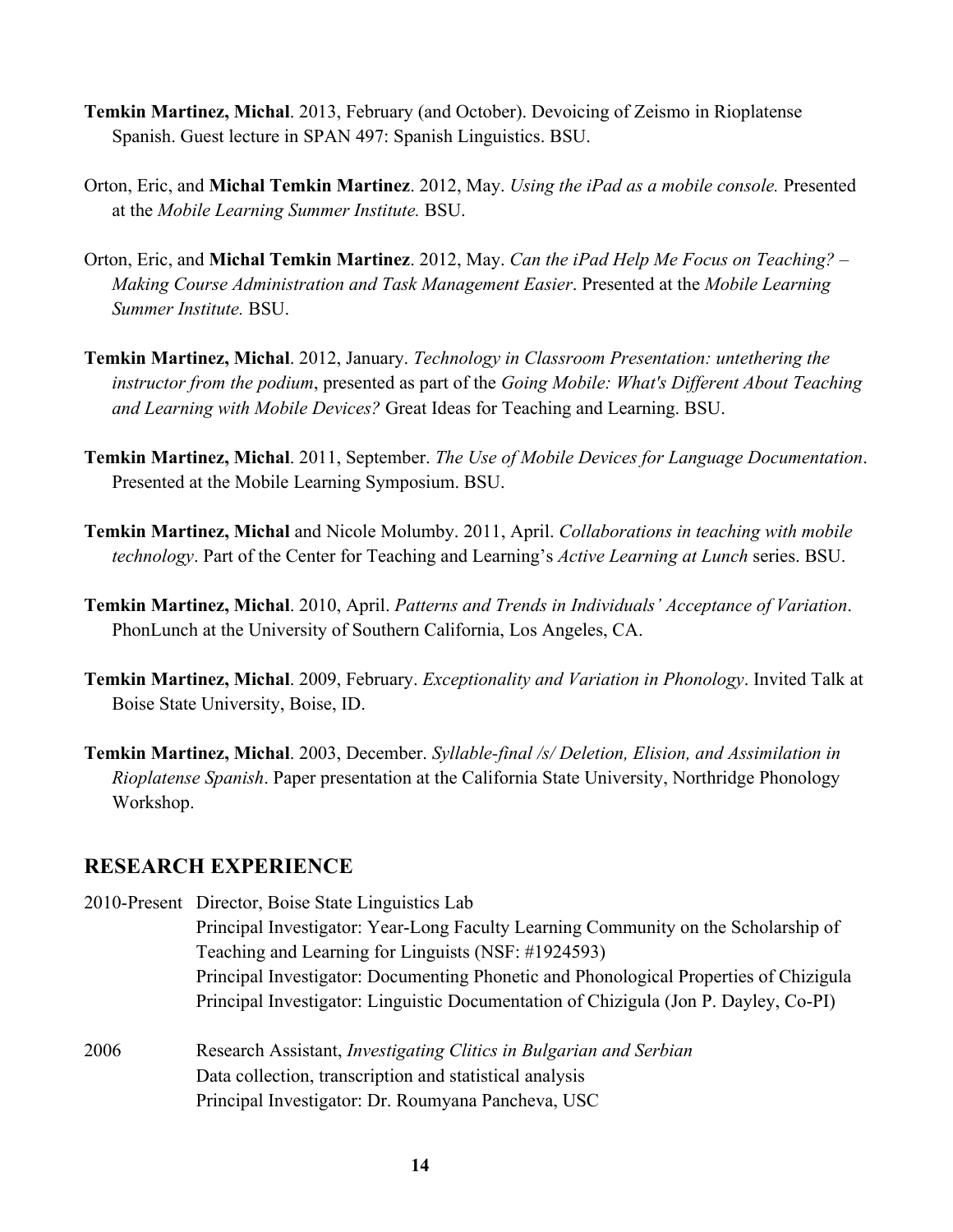**Temkin Martinez, Michal**. 2013, February (and October). Devoicing of Zeismo in Rioplatense Spanish. Guest lecture in SPAN 497: Spanish Linguistics. BSU.

Orton, Eric, and **Michal Temkin Martinez**. 2012, May. *Using the iPad as a mobile console.* Presented at the *Mobile Learning Summer Institute.* BSU.

Orton, Eric, and **Michal Temkin Martinez**. 2012, May. *Can the iPad Help Me Focus on Teaching? – Making Course Administration and Task Management Easier*. Presented at the *Mobile Learning Summer Institute.* BSU.

**Temkin Martinez, Michal**. 2012, January. *Technology in Classroom Presentation: untethering the instructor from the podium*, presented as part of the *Going Mobile: What's Different About Teaching and Learning with Mobile Devices?* Great Ideas for Teaching and Learning. BSU.

**Temkin Martinez, Michal**. 2011, September. *The Use of Mobile Devices for Language Documentation*. Presented at the Mobile Learning Symposium. BSU.

**Temkin Martinez, Michal** and Nicole Molumby. 2011, April. *Collaborations in teaching with mobile technology*. Part of the Center for Teaching and Learning's *Active Learning at Lunch* series. BSU.

**Temkin Martinez, Michal**. 2010, April. *Patterns and Trends in Individuals' Acceptance of Variation*. PhonLunch at the University of Southern California, Los Angeles, CA.

**Temkin Martinez, Michal**. 2009, February. *Exceptionality and Variation in Phonology*. Invited Talk at Boise State University, Boise, ID.

**Temkin Martinez, Michal**. 2003, December. *Syllable-final /s/ Deletion, Elision, and Assimilation in Rioplatense Spanish*. Paper presentation at the California State University, Northridge Phonology Workshop.

## RESEARCH EXPERIENCE

2010-Present Director, Boise State Linguistics Lab
Principal Investigator: Year-Long Faculty Learning Community on the Scholarship of Teaching and Learning for Linguists (NSF: #1924593)
Principal Investigator: Documenting Phonetic and Phonological Properties of Chizigula
Principal Investigator: Linguistic Documentation of Chizigula (Jon P. Dayley, Co-PI)

2006 Research Assistant, *Investigating Clitics in Bulgarian and Serbian*
Data collection, transcription and statistical analysis
Principal Investigator: Dr. Roumyana Pancheva, USC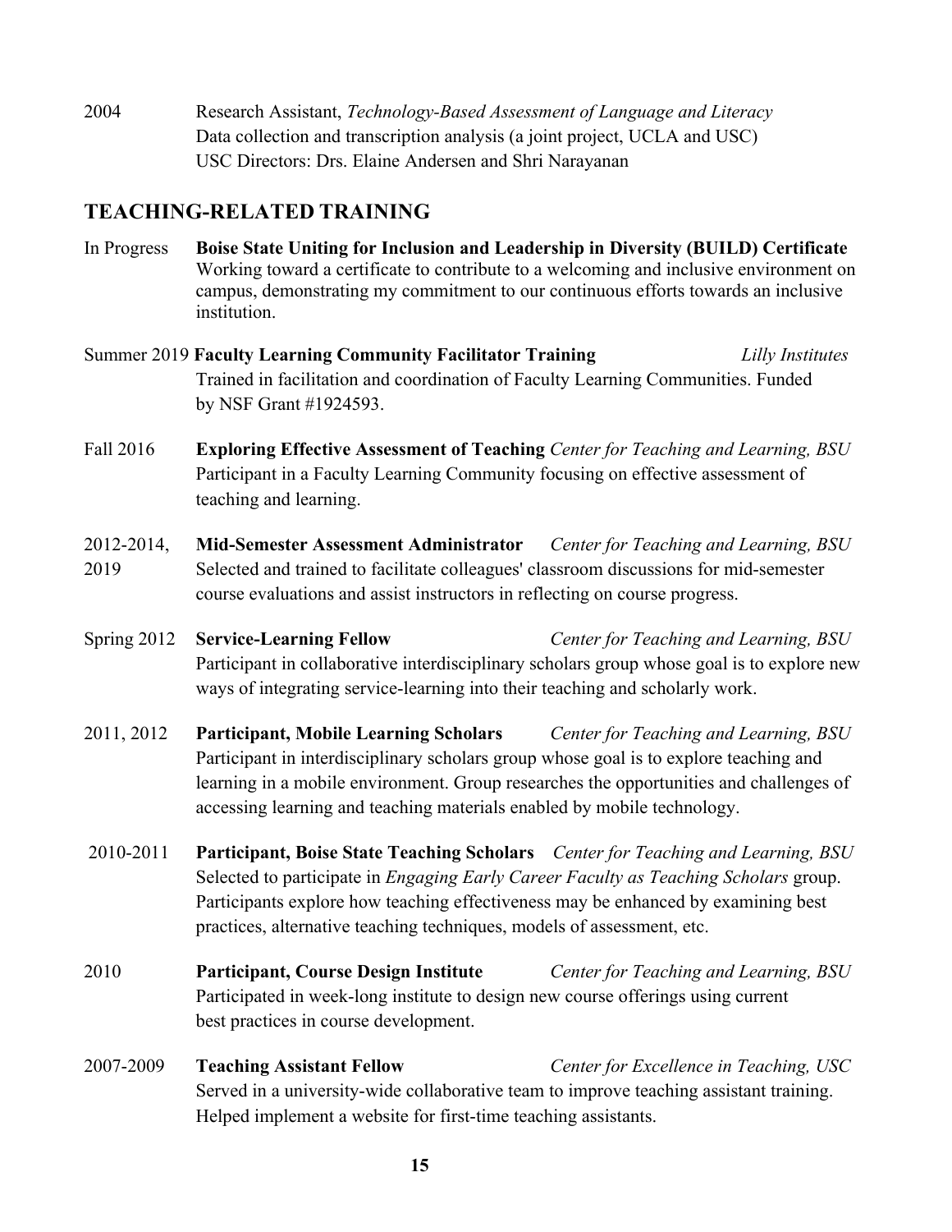2004 Research Assistant, *Technology-Based Assessment of Language and Literacy*
Data collection and transcription analysis (a joint project, UCLA and USC)
USC Directors: Drs. Elaine Andersen and Shri Narayanan

## TEACHING-RELATED TRAINING

In Progress **Boise State Uniting for Inclusion and Leadership in Diversity (BUILD) Certificate**
Working toward a certificate to contribute to a welcoming and inclusive environment on campus, demonstrating my commitment to our continuous efforts towards an inclusive institution.

Summer 2019 **Faculty Learning Community Facilitator Training** *Lilly Institutes*
Trained in facilitation and coordination of Faculty Learning Communities. Funded by NSF Grant #1924593.

Fall 2016 **Exploring Effective Assessment of Teaching** *Center for Teaching and Learning, BSU*
Participant in a Faculty Learning Community focusing on effective assessment of teaching and learning.

2012-2014, 2019 **Mid-Semester Assessment Administrator** *Center for Teaching and Learning, BSU*
Selected and trained to facilitate colleagues' classroom discussions for mid-semester course evaluations and assist instructors in reflecting on course progress.

Spring 2012 **Service-Learning Fellow** *Center for Teaching and Learning, BSU*
Participant in collaborative interdisciplinary scholars group whose goal is to explore new ways of integrating service-learning into their teaching and scholarly work.

2011, 2012 **Participant, Mobile Learning Scholars** *Center for Teaching and Learning, BSU*
Participant in interdisciplinary scholars group whose goal is to explore teaching and learning in a mobile environment. Group researches the opportunities and challenges of accessing learning and teaching materials enabled by mobile technology.

2010-2011 **Participant, Boise State Teaching Scholars** *Center for Teaching and Learning, BSU*
Selected to participate in *Engaging Early Career Faculty as Teaching Scholars* group. Participants explore how teaching effectiveness may be enhanced by examining best practices, alternative teaching techniques, models of assessment, etc.

2010 **Participant, Course Design Institute** *Center for Teaching and Learning, BSU*
Participated in week-long institute to design new course offerings using current best practices in course development.

2007-2009 **Teaching Assistant Fellow** *Center for Excellence in Teaching, USC*
Served in a university-wide collaborative team to improve teaching assistant training. Helped implement a website for first-time teaching assistants.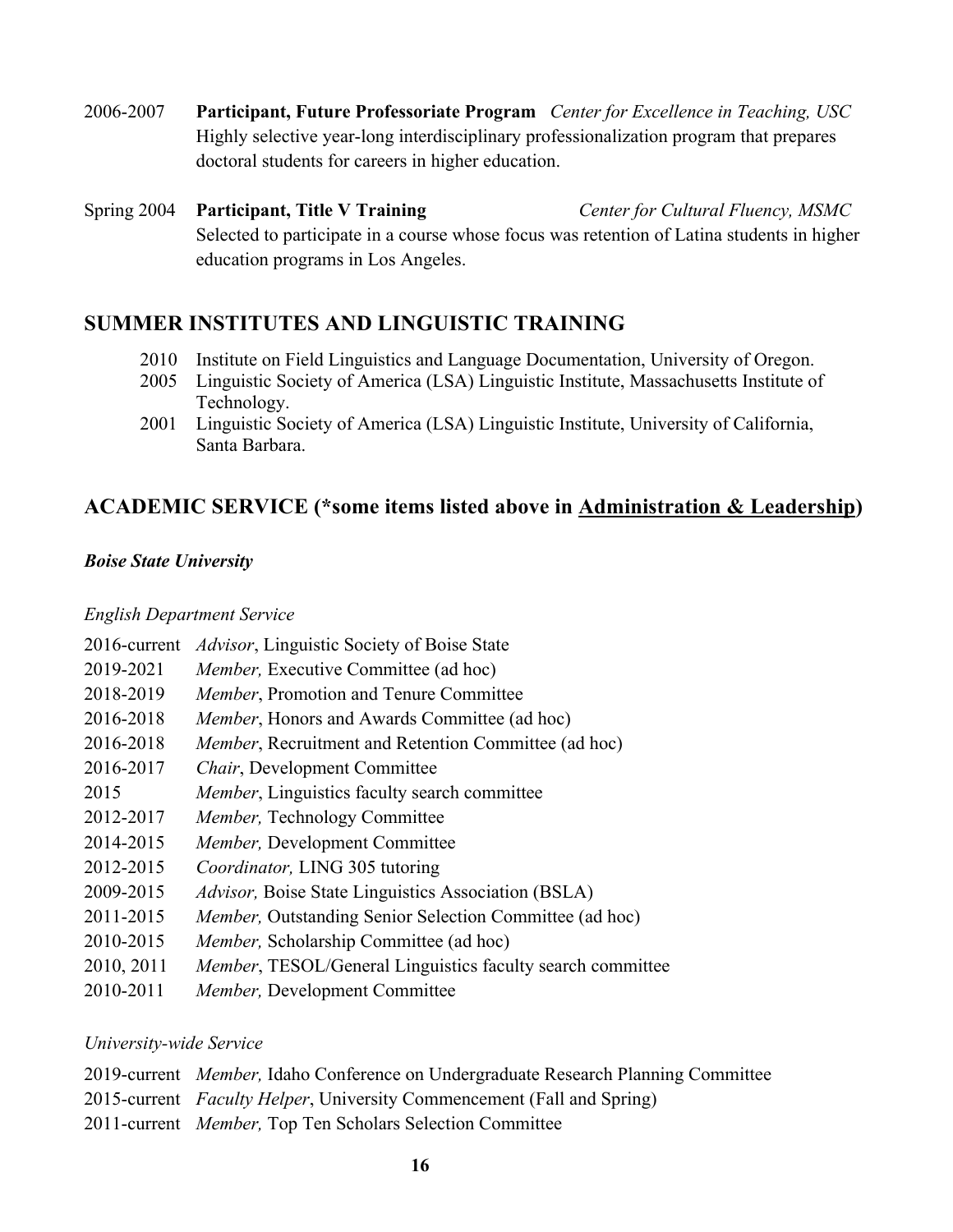2006-2007 **Participant, Future Professoriate Program** *Center for Excellence in Teaching, USC*
Highly selective year-long interdisciplinary professionalization program that prepares doctoral students for careers in higher education.

Spring 2004 **Participant, Title V Training** *Center for Cultural Fluency, MSMC*
Selected to participate in a course whose focus was retention of Latina students in higher education programs in Los Angeles.

## SUMMER INSTITUTES AND LINGUISTIC TRAINING

- 2010 Institute on Field Linguistics and Language Documentation, University of Oregon.
- 2005 Linguistic Society of America (LSA) Linguistic Institute, Massachusetts Institute of Technology.
- 2001 Linguistic Society of America (LSA) Linguistic Institute, University of California, Santa Barbara.

## ACADEMIC SERVICE (*some items listed above in <u>Administration & Leadership</u>)

### *Boise State University*

*English Department Service*

- 2016-current *Advisor*, Linguistic Society of Boise State
- 2019-2021 *Member,* Executive Committee (ad hoc)
- 2018-2019 *Member*, Promotion and Tenure Committee
- 2016-2018 *Member*, Honors and Awards Committee (ad hoc)
- 2016-2018 *Member*, Recruitment and Retention Committee (ad hoc)
- 2016-2017 *Chair*, Development Committee
- 2015 *Member*, Linguistics faculty search committee
- 2012-2017 *Member,* Technology Committee
- 2014-2015 *Member,* Development Committee
- 2012-2015 *Coordinator,* LING 305 tutoring
- 2009-2015 *Advisor,* Boise State Linguistics Association (BSLA)
- 2011-2015 *Member,* Outstanding Senior Selection Committee (ad hoc)
- 2010-2015 *Member,* Scholarship Committee (ad hoc)
- 2010, 2011 *Member*, TESOL/General Linguistics faculty search committee
- 2010-2011 *Member,* Development Committee

*University-wide Service*

- 2019-current *Member,* Idaho Conference on Undergraduate Research Planning Committee
- 2015-current *Faculty Helper*, University Commencement (Fall and Spring)
- 2011-current *Member,* Top Ten Scholars Selection Committee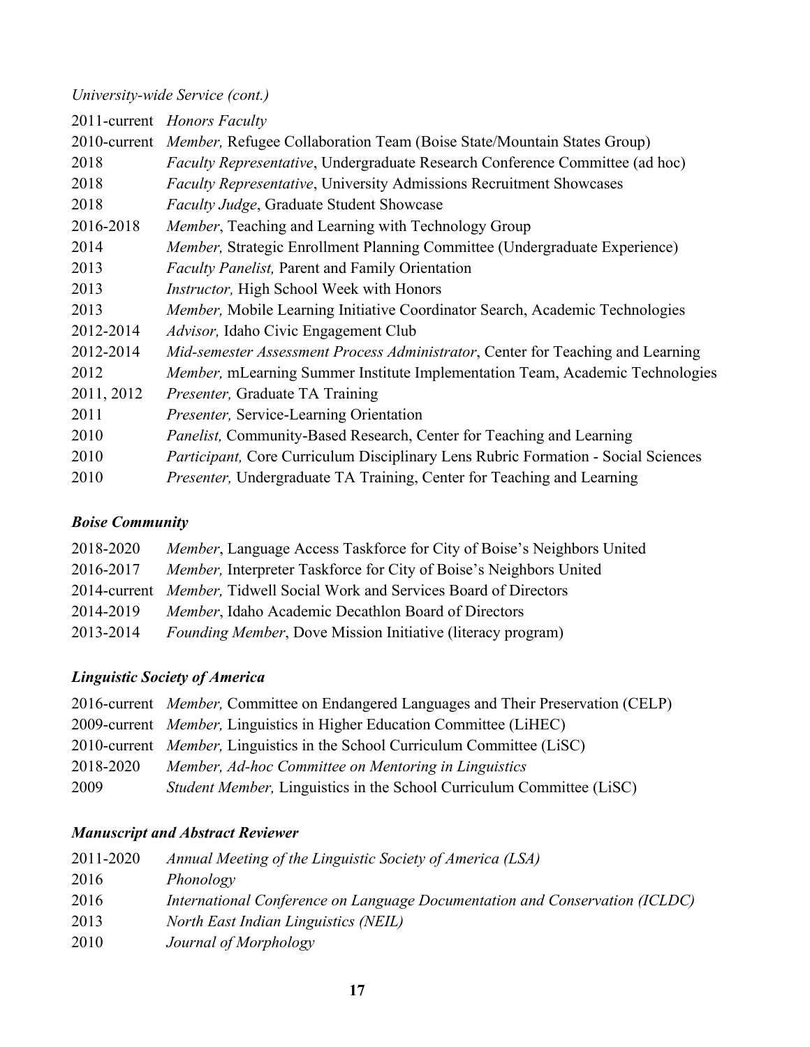*University-wide Service (cont.)*

| | |
|---|---|
| 2011-current | *Honors Faculty* |
| 2010-current | *Member,* Refugee Collaboration Team (Boise State/Mountain States Group) |
| 2018 | *Faculty Representative*, Undergraduate Research Conference Committee (ad hoc) |
| 2018 | *Faculty Representative*, University Admissions Recruitment Showcases |
| 2018 | *Faculty Judge*, Graduate Student Showcase |
| 2016-2018 | *Member*, Teaching and Learning with Technology Group |
| 2014 | *Member,* Strategic Enrollment Planning Committee (Undergraduate Experience) |
| 2013 | *Faculty Panelist,* Parent and Family Orientation |
| 2013 | *Instructor,* High School Week with Honors |
| 2013 | *Member,* Mobile Learning Initiative Coordinator Search, Academic Technologies |
| 2012-2014 | *Advisor,* Idaho Civic Engagement Club |
| 2012-2014 | *Mid-semester Assessment Process Administrator*, Center for Teaching and Learning |
| 2012 | *Member,* mLearning Summer Institute Implementation Team, Academic Technologies |
| 2011, 2012 | *Presenter,* Graduate TA Training |
| 2011 | *Presenter,* Service-Learning Orientation |
| 2010 | *Panelist,* Community-Based Research, Center for Teaching and Learning |
| 2010 | *Participant,* Core Curriculum Disciplinary Lens Rubric Formation - Social Sciences |
| 2010 | *Presenter,* Undergraduate TA Training, Center for Teaching and Learning |

### *Boise Community*

| | |
|---|---|
| 2018-2020 | *Member*, Language Access Taskforce for City of Boise's Neighbors United |
| 2016-2017 | *Member,* Interpreter Taskforce for City of Boise's Neighbors United |
| 2014-current | *Member,* Tidwell Social Work and Services Board of Directors |
| 2014-2019 | *Member*, Idaho Academic Decathlon Board of Directors |
| 2013-2014 | *Founding Member*, Dove Mission Initiative (literacy program) |

### *Linguistic Society of America*

| | |
|---|---|
| 2016-current | *Member,* Committee on Endangered Languages and Their Preservation (CELP) |
| 2009-current | *Member,* Linguistics in Higher Education Committee (LiHEC) |
| 2010-current | *Member,* Linguistics in the School Curriculum Committee (LiSC) |
| 2018-2020 | *Member, Ad-hoc Committee on Mentoring in Linguistics* |
| 2009 | *Student Member,* Linguistics in the School Curriculum Committee (LiSC) |

### *Manuscript and Abstract Reviewer*

| | |
|---|---|
| 2011-2020 | *Annual Meeting of the Linguistic Society of America (LSA)* |
| 2016 | *Phonology* |
| 2016 | *International Conference on Language Documentation and Conservation (ICLDC)* |
| 2013 | *North East Indian Linguistics (NEIL)* |
| 2010 | *Journal of Morphology* |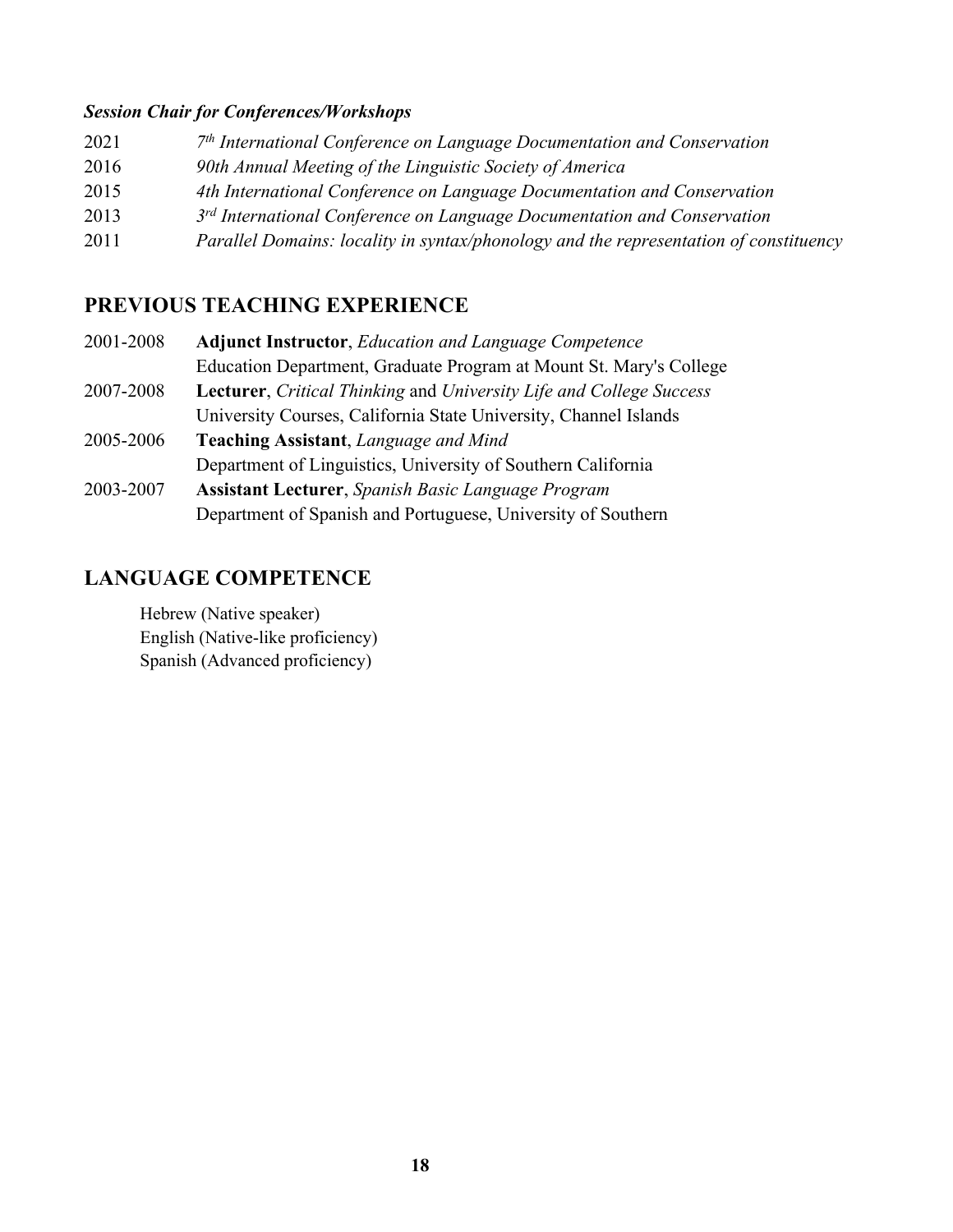***Session Chair for Conferences/Workshops***

2021 *7$^{th}$ International Conference on Language Documentation and Conservation*
2016 *90th Annual Meeting of the Linguistic Society of America*
2015 *4th International Conference on Language Documentation and Conservation*
2013 *3$^{rd}$ International Conference on Language Documentation and Conservation*
2011 *Parallel Domains: locality in syntax/phonology and the representation of constituency*

## PREVIOUS TEACHING EXPERIENCE

2001-2008 **Adjunct Instructor**, *Education and Language Competence*
Education Department, Graduate Program at Mount St. Mary's College

2007-2008 **Lecturer**, *Critical Thinking* and *University Life and College Success*
University Courses, California State University, Channel Islands

2005-2006 **Teaching Assistant**, *Language and Mind*
Department of Linguistics, University of Southern California

2003-2007 **Assistant Lecturer**, *Spanish Basic Language Program*
Department of Spanish and Portuguese, University of Southern

## LANGUAGE COMPETENCE

Hebrew (Native speaker)
English (Native-like proficiency)
Spanish (Advanced proficiency)